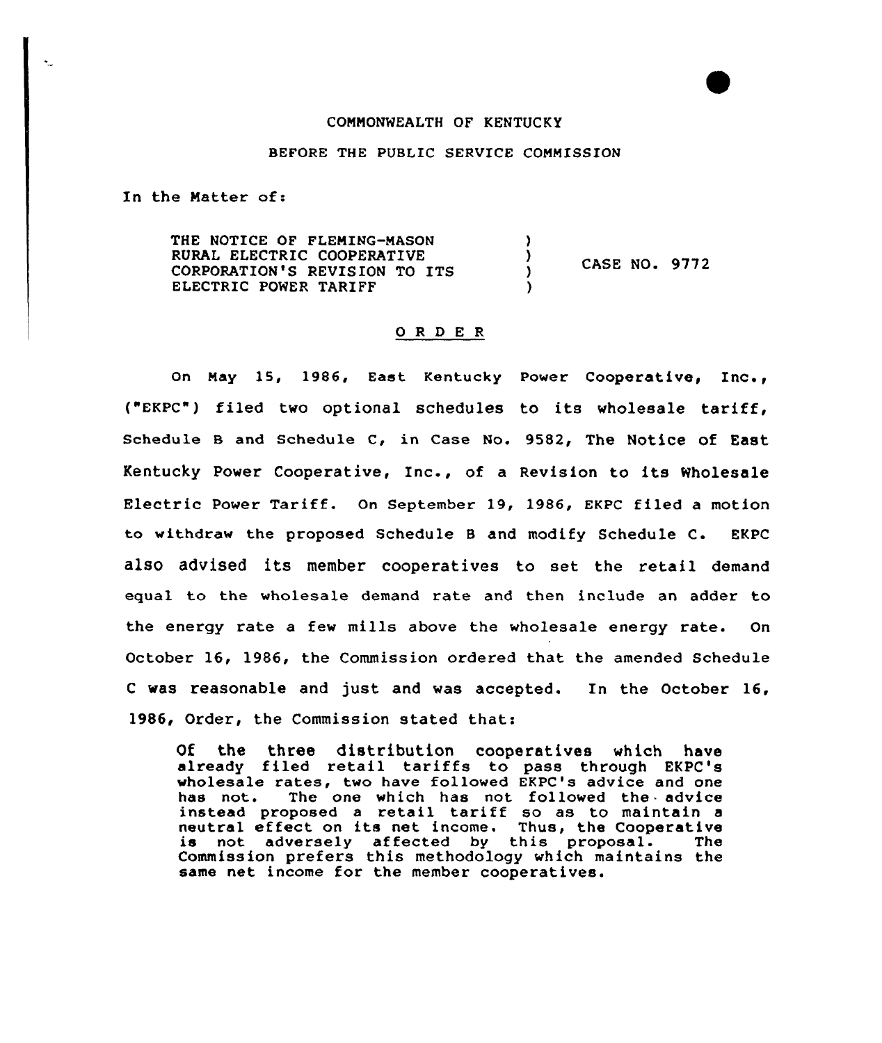COMMONWEALTH OF KENTUCKY

BEFORE THE PUBLIC SERVICE COMMISSION

In the Matter of:

| | | |
|---|---|---|
| THE NOTICE OF FLEMING-MASON RURAL ELECTRIC COOPERATIVE CORPORATION'S REVISION TO ITS ELECTRIC POWER TARIFF | ) ) ) ) | CASE NO. 9772 |

## O R D E R

On May 15, 1986, East Kentucky Power Cooperative, Inc., ("EKPC") filed two optional schedules to its wholesale tariff, Schedule B and Schedule C, in Case No. 9582, The Notice of East Kentucky Power Cooperative, Inc., of a Revision to its Wholesale Electric Power Tariff. On September 19, 1986, EKPC filed a motion to withdraw the proposed Schedule B and modify Schedule C. EKPC also advised its member cooperatives to set the retail demand equal to the wholesale demand rate and then include an adder to the energy rate a few mills above the wholesale energy rate. On October 16, 1986, the Commission ordered that the amended Schedule C was reasonable and just and was accepted. In the October 16, 1986, Order, the Commission stated that:

> Of the three distribution cooperatives which have already filed retail tariffs to pass through EKPC's wholesale rates, two have followed EKPC's advice and one has not. The one which has not followed the advice instead proposed a retail tariff so as to maintain a neutral effect on its net income. Thus, the Cooperative is not adversely affected by this proposal. The Commission prefers this methodology which maintains the same net income for the member cooperatives.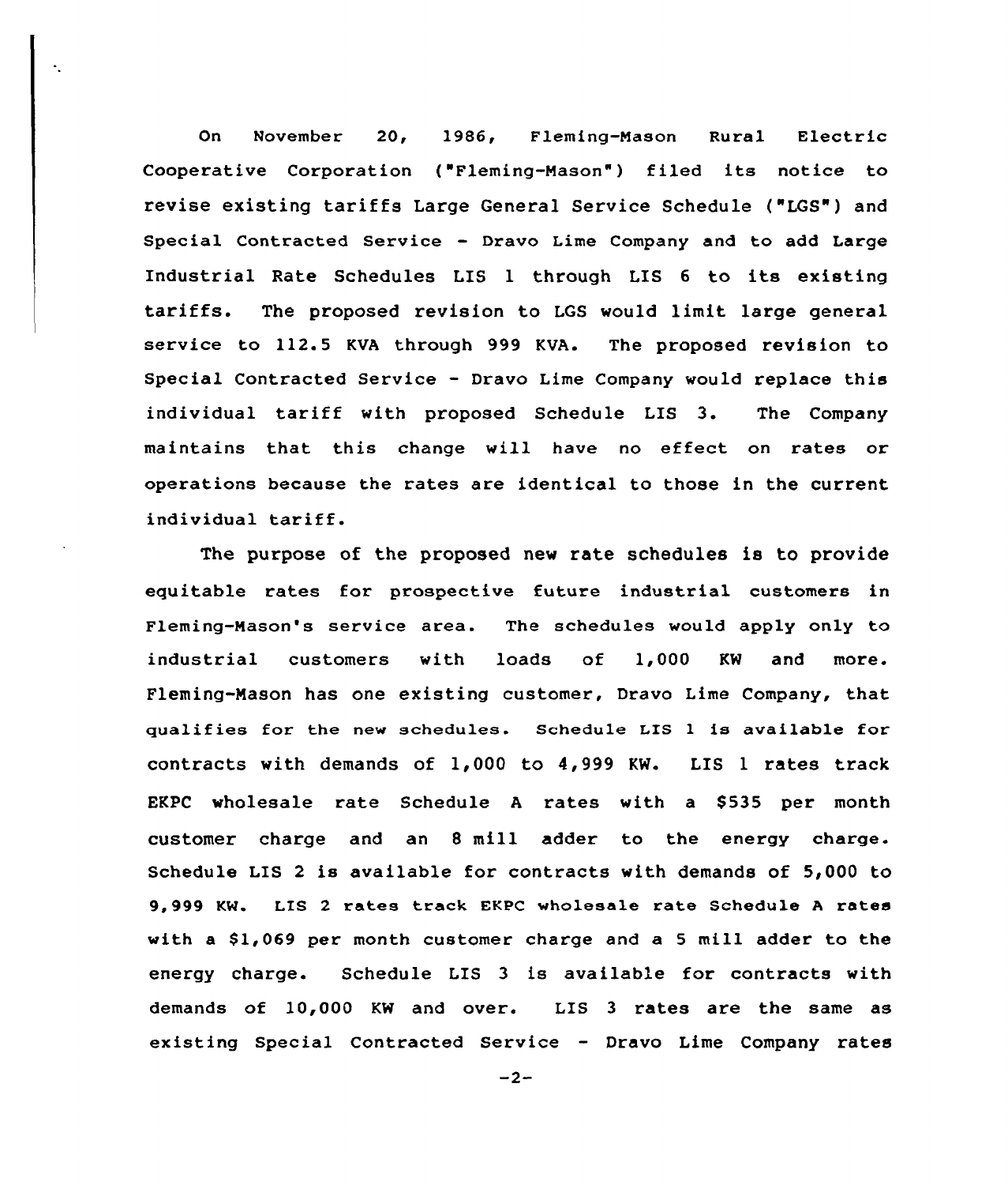On November 20, 1986, Fleming-Mason Rural Electric Cooperative Corporation ("Fleming-Mason") filed its notice to revise existing tariffs Large General Service Schedule ("LGS") and Special Contracted Service - Dravo Lime Company and to add Large Industrial Rate Schedules LIS 1 through LIS 6 to its existing tariffs. The proposed revision to LGS would limit large general service to 112.5 KVA through 999 KVA. The proposed revision to Special Contracted Service - Dravo Lime Company would replace this individual tariff with proposed Schedule LIS 3. The Company maintains that this change will have no effect on rates or operations because the rates are identical to those in the current individual tariff.

The purpose of the proposed new rate schedules is to provide equitable rates for prospective future industrial customers in Fleming-Mason's service area. The schedules would apply only to industrial customers with loads of 1,000 KW and more. Fleming-Mason has one existing customer, Dravo Lime Company, that qualifies for the new schedules. Schedule LIS 1 is available for contracts with demands of 1,000 to 4,999 KW. LIS 1 rates track EKPC wholesale rate Schedule A rates with a $535 per month customer charge and an 8 mill adder to the energy charge. Schedule LIS 2 is available for contracts with demands of 5,000 to 9,999 KW. LIS 2 rates track EKPC wholesale rate Schedule A rates with a $1,069 per month customer charge and a 5 mill adder to the energy charge. Schedule LIS 3 is available for contracts with demands of 10,000 KW and over. LIS 3 rates are the same as existing Special Contracted Service - Dravo Lime Company rates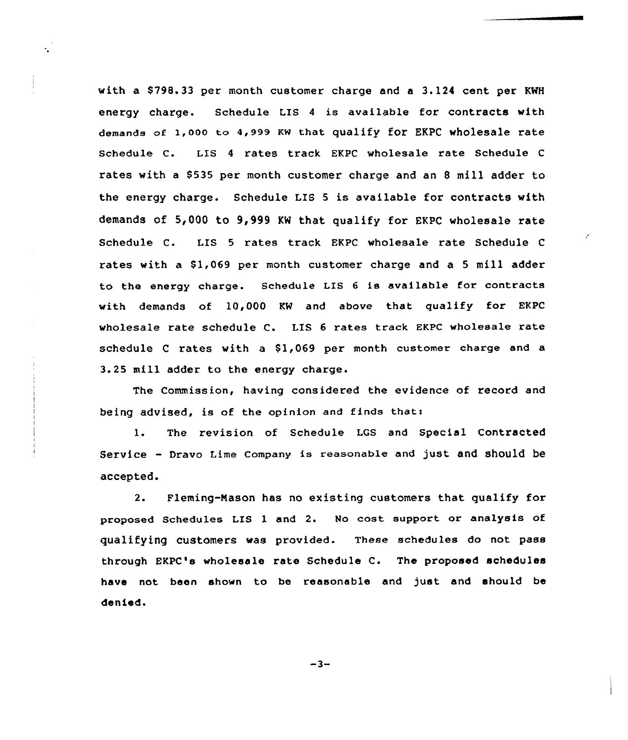with a $798.33 per month customer charge and a 3.124 cent per KWH energy charge. Schedule LIS 4 is available for contracts with demands of 1,000 to 4,999 KW that qualify for EKPC wholesale rate Schedule C. LIS 4 rates track EKPC wholesale rate Schedule C rates with a $535 per month customer charge and an 8 mill adder to the energy charge. Schedule LIS 5 is available for contracts with demands of 5,000 to 9,999 KW that qualify for EKPC wholesale rate Schedule C. LIS 5 rates track EKPC wholesale rate Schedule C rates with a $1,069 per month customer charge and a 5 mill adder to the energy charge. Schedule LIS 6 is available for contracts with demands of 10,000 KW and above that qualify for EKPC wholesale rate schedule C. LIS 6 rates track EKPC wholesale rate schedule C rates with a $1,069 per month customer charge and a 3.25 mill adder to the energy charge.

The Commission, having considered the evidence of record and being advised, is of the opinion and finds that:

1. The revision of Schedule LGS and Special Contracted Service - Dravo Lime Company is reasonable and just and should be accepted.

2. Fleming-Mason has no existing customers that qualify for proposed Schedules LIS 1 and 2. No cost support or analysis of qualifying customers was provided. These schedules do not pass through EKPC's wholesale rate Schedule C. The proposed schedules have not been shown to be reasonable and just and should be denied.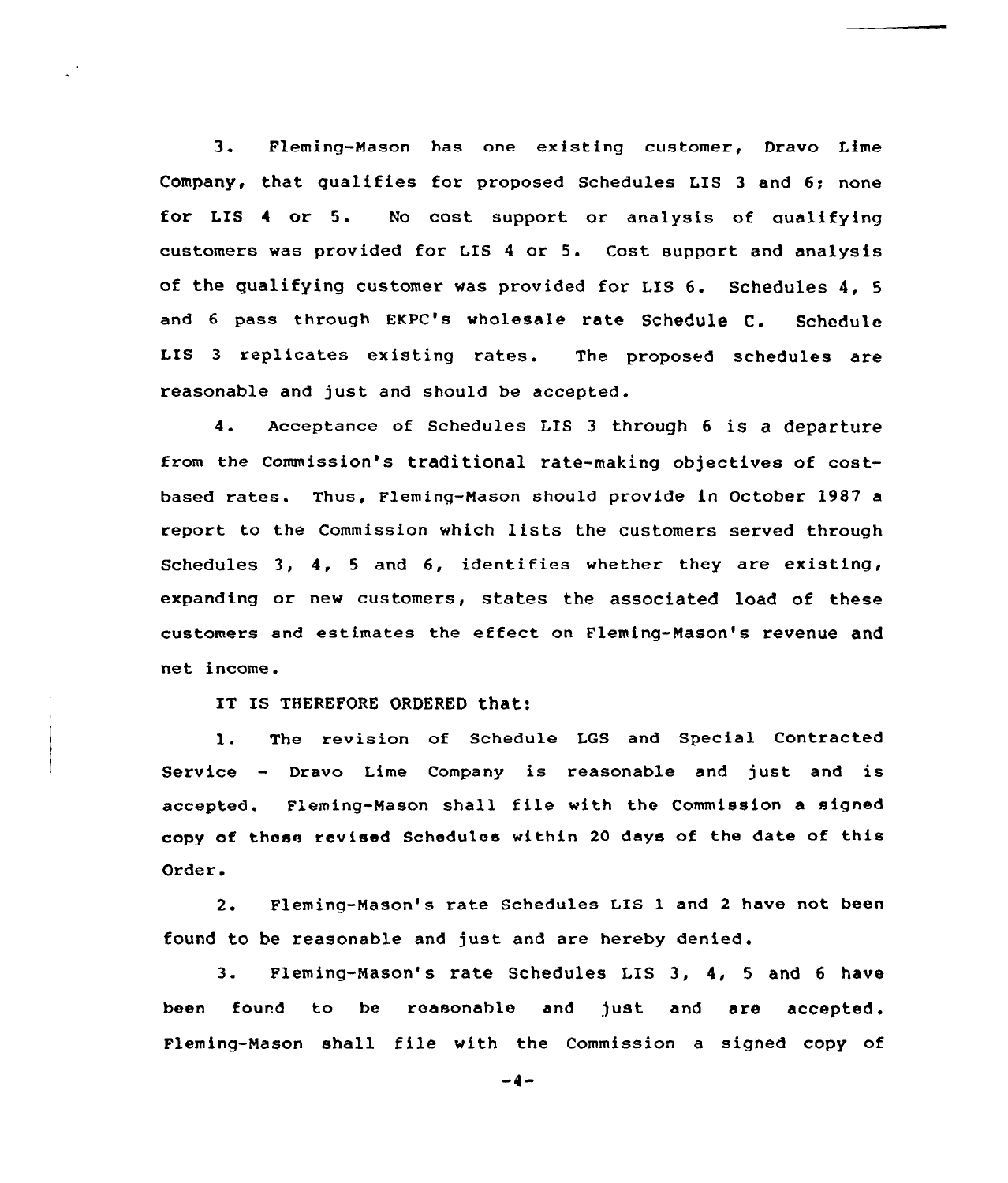3. Fleming-Mason has one existing customer, Dravo Lime Company, that qualifies for proposed Schedules LIS 3 and 6; none for LIS 4 or 5. No cost support or analysis of qualifying customers was provided for LIS 4 or 5. Cost support and analysis of the qualifying customer was provided for LIS 6. Schedules 4, 5 and 6 pass through EKPC's wholesale rate Schedule C. Schedule LIS 3 replicates existing rates. The proposed schedules are reasonable and just and should be accepted.

4. Acceptance of Schedules LIS 3 through 6 is a departure from the Commission's traditional rate-making objectives of cost-based rates. Thus, Fleming-Mason should provide in October 1987 a report to the Commission which lists the customers served through Schedules 3, 4, 5 and 6, identifies whether they are existing, expanding or new customers, states the associated load of these customers and estimates the effect on Fleming-Mason's revenue and net income.

IT IS THEREFORE ORDERED that:

1. The revision of Schedule LGS and Special Contracted Service - Dravo Lime Company is reasonable and just and is accepted. Fleming-Mason shall file with the Commission a signed copy of these revised Schedules within 20 days of the date of this Order.

2. Fleming-Mason's rate Schedules LIS 1 and 2 have not been found to be reasonable and just and are hereby denied.

3. Fleming-Mason's rate Schedules LIS 3, 4, 5 and 6 have been found to be reasonable and just and are accepted. Fleming-Mason shall file with the Commission a signed copy of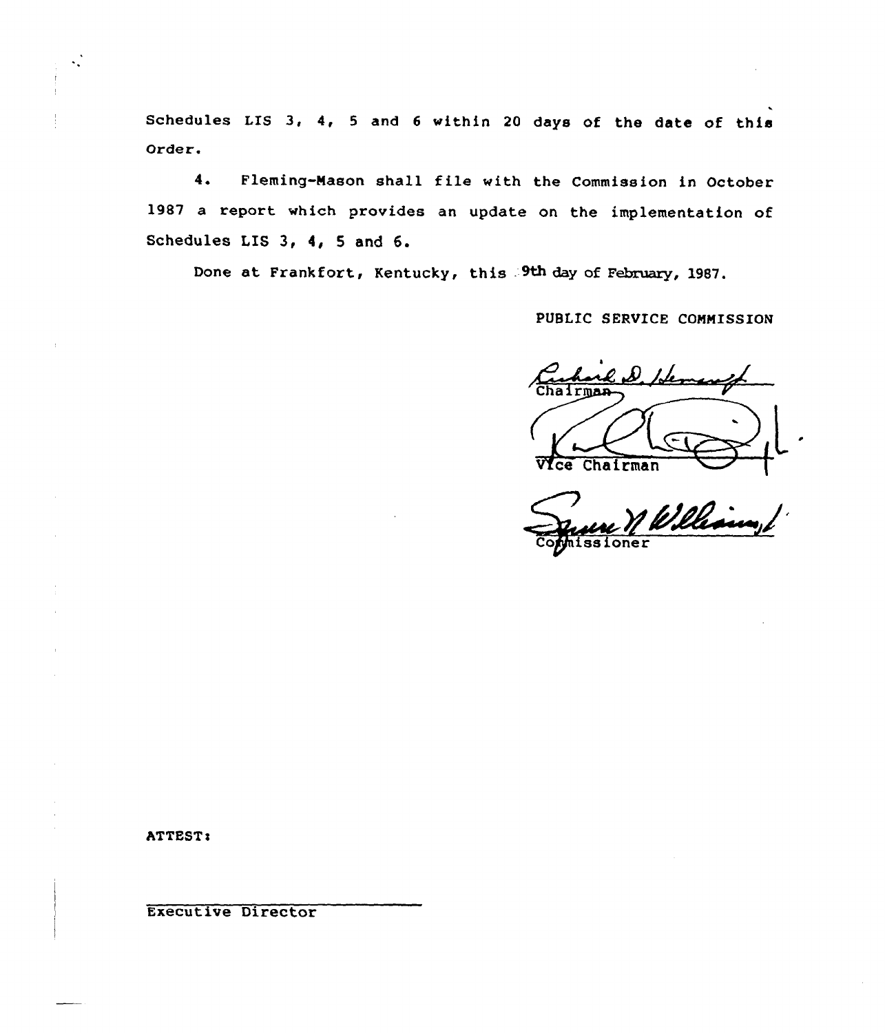Schedules LIS 3, 4, 5 and 6 within 20 days of the date of this Order.

4. Fleming-Mason shall file with the Commission in October 1987 a report which provides an update on the implementation of Schedules LIS 3, 4, 5 and 6.

Done at Frankfort, Kentucky, this 9th day of February, 1987.

PUBLIC SERVICE COMMISSION

Chairman

Vice Chairman

Commissioner

ATTEST:

Executive Director